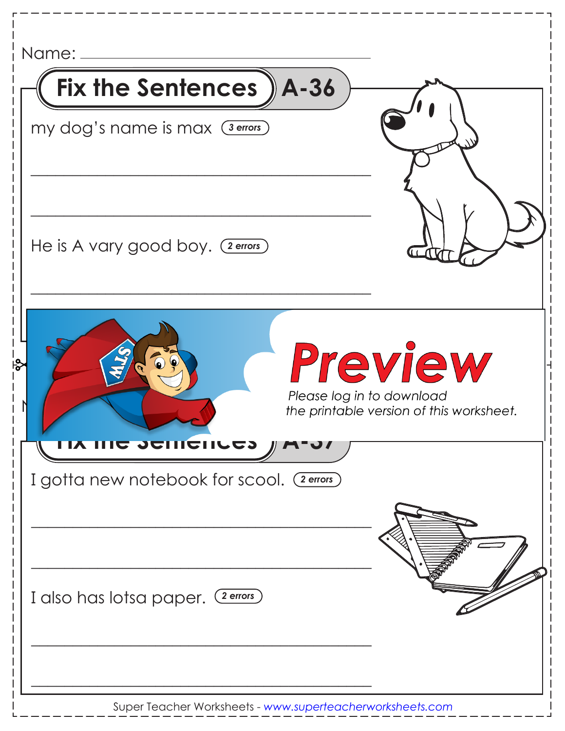Name: ___________________________________

## Fix the Sentences A-36

my dog's name is max *(3 errors)*

___________________________________________

___________________________________________

He is A vary good boy. *(2 errors)*

___________________________________________

**Preview**

*Please log in to download the printable version of this worksheet.*

## Fix the Sentences A-37

I gotta new notebook for scool. *(2 errors)*

___________________________________________

___________________________________________

I also has lotsa paper. *(2 errors)*

___________________________________________

___________________________________________

Super Teacher Worksheets - *www.superteacherworksheets.com*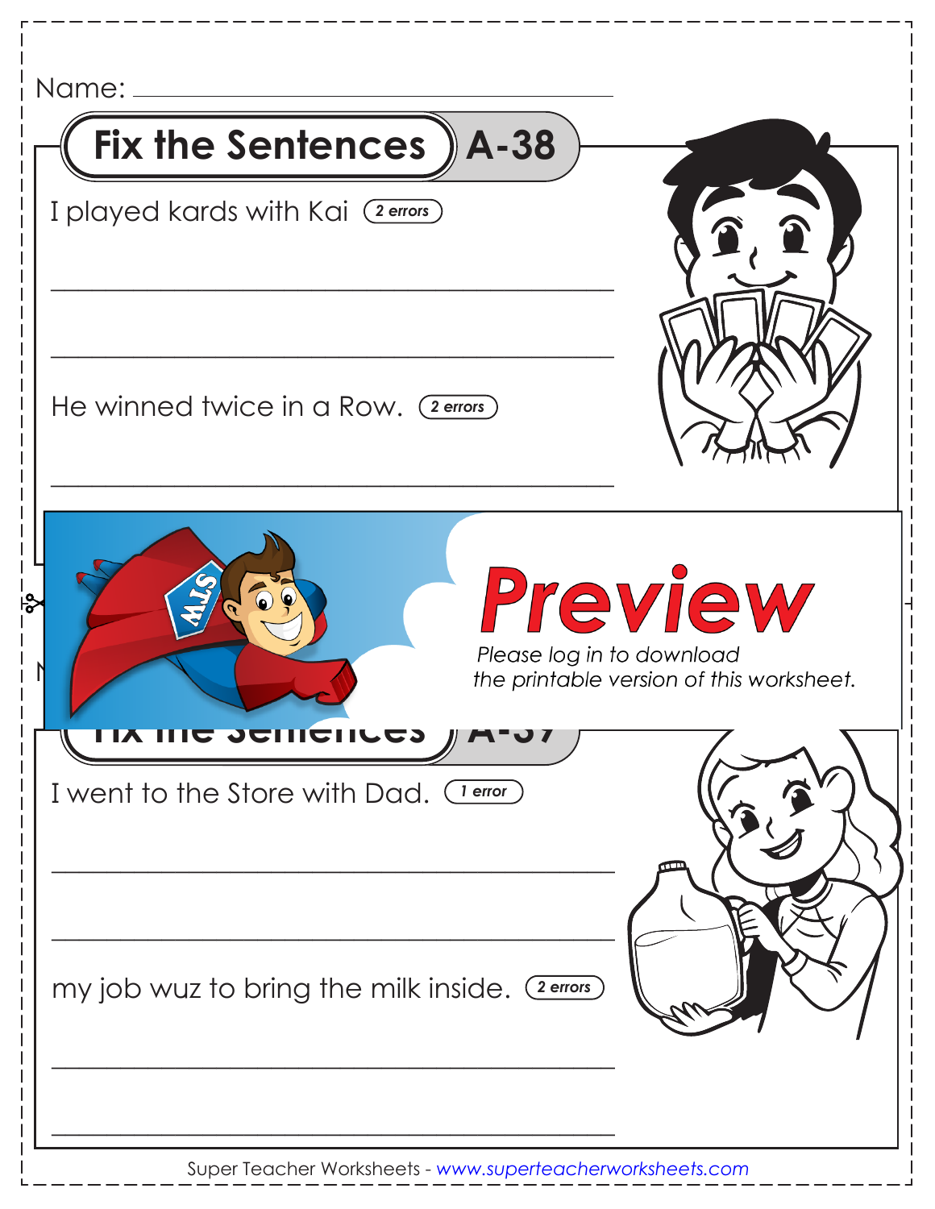Name: ______________________________

## Fix the Sentences A-38

I played kards with Kai *(2 errors)*

______________________________________

______________________________________

He winned twice in a Row. *(2 errors)*

______________________________________

**Preview**

*Please log in to download the printable version of this worksheet.*

## Fix the Sentences A-37

I went to the Store with Dad. *(1 error)*

______________________________________

______________________________________

my job wuz to bring the milk inside. *(2 errors)*

______________________________________

______________________________________

Super Teacher Worksheets - www.superteacherworksheets.com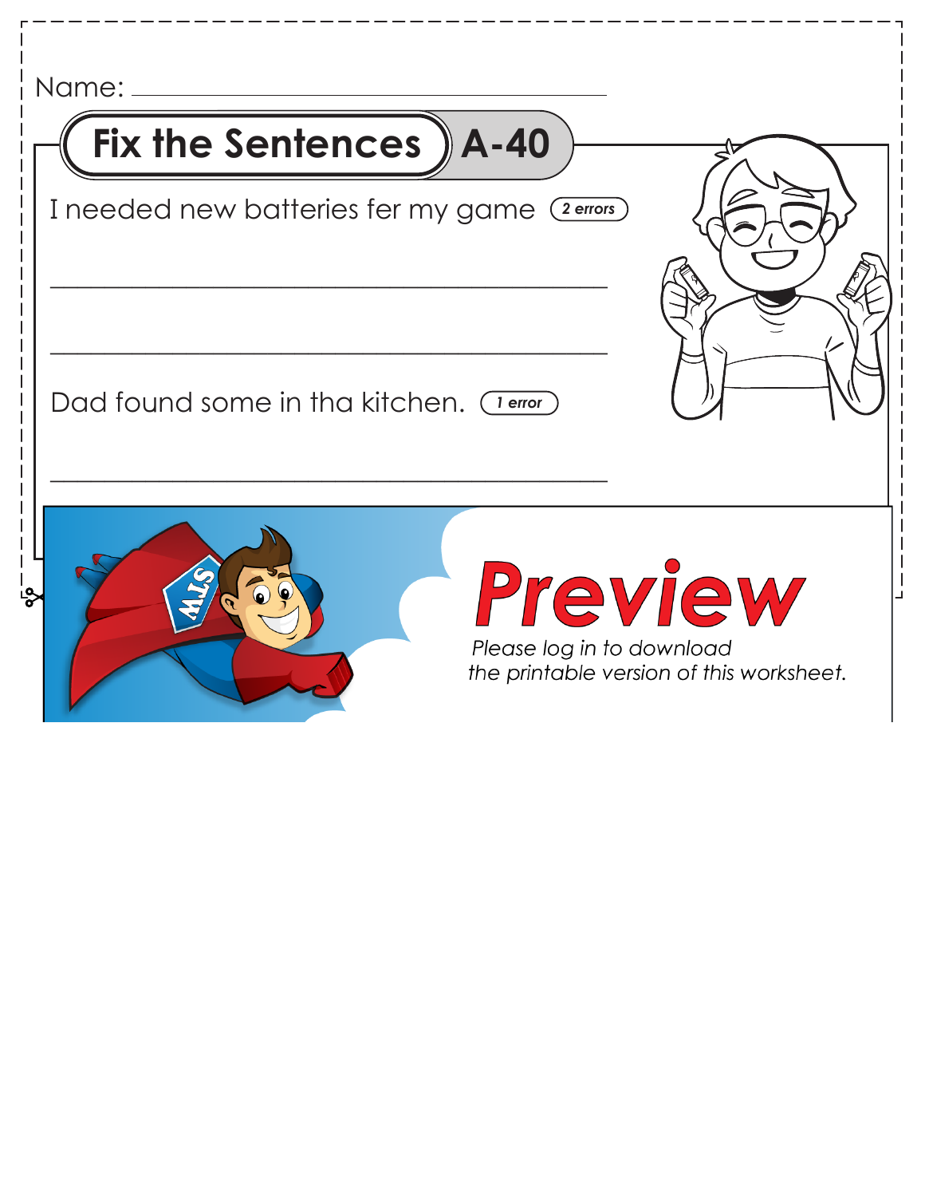Name: ______________________________

# Fix the Sentences A-40

I needed new batteries fer my game *(2 errors)*

______________________________________________

______________________________________________

Dad found some in tha kitchen. *(1 error)*

______________________________________________

**Preview**

*Please log in to download the printable version of this worksheet.*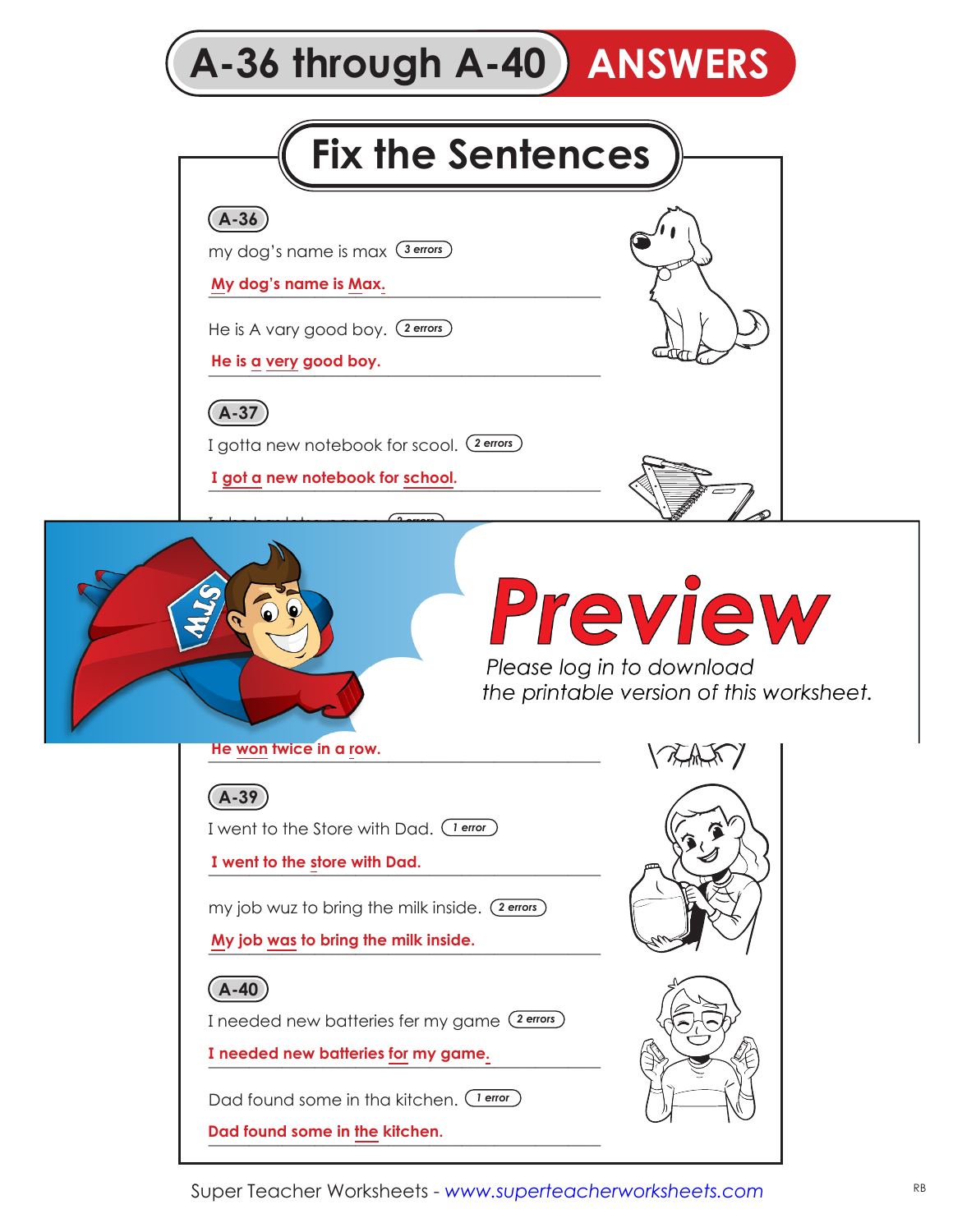# A-36 through A-40 ANSWERS

## Fix the Sentences

**A-36**

my dog's name is max (3 errors)

**My dog's name is Max.**

He is A vary good boy. (2 errors)

**He is a very good boy.**

**A-37**

I gotta new notebook for scool. (2 errors)

**I got a new notebook for school.**

# Preview

*Please log in to download the printable version of this worksheet.*

**He won twice in a row.**

**A-39**

I went to the Store with Dad. (1 error)

**I went to the store with Dad.**

my job wuz to bring the milk inside. (2 errors)

**My job was to bring the milk inside.**

**A-40**

I needed new batteries fer my game (2 errors)

**I needed new batteries for my game.**

Dad found some in tha kitchen. (1 error)

**Dad found some in the kitchen.**

Super Teacher Worksheets - *www.superteacherworksheets.com*